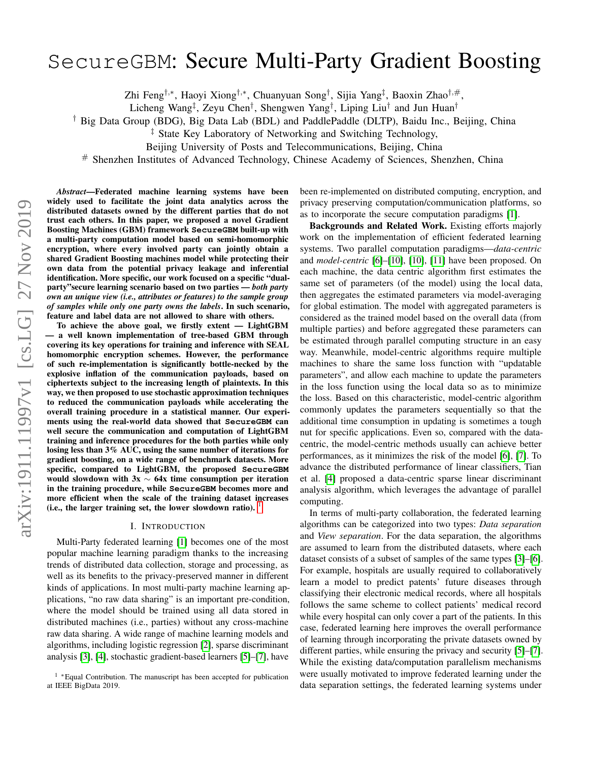# SecureGBM: Secure Multi-Party Gradient Boosting

Zhi Feng[†,*], Haoyi Xiong[†,*], Chuanyuan Song[†], Sijia Yang[‡], Baoxin Zhao[†,#],
Licheng Wang[‡], Zeyu Chen[†], Shengwen Yang[†], Liping Liu[†] and Jun Huan[†]

[†] Big Data Group (BDG), Big Data Lab (BDL) and PaddlePaddle (DLTP), Baidu Inc., Beijing, China

[‡] State Key Laboratory of Networking and Switching Technology,
Beijing University of Posts and Telecommunications, Beijing, China

[#] Shenzhen Institutes of Advanced Technology, Chinese Academy of Sciences, Shenzhen, China

***Abstract*—Federated machine learning systems have been widely used to facilitate the joint data analytics across the distributed datasets owned by the different parties that do not trust each others. In this paper, we proposed a novel Gradient Boosting Machines (GBM) framework `SecureGBM` built-up with a multi-party computation model based on semi-homomorphic encryption, where every involved party can jointly obtain a shared Gradient Boosting machines model while protecting their own data from the potential privacy leakage and inferential identification. More specific, our work focused on a specific "dual-party"secure learning scenario based on two parties — *both party own an unique view (i.e., attributes or features) to the sample group of samples while only one party owns the labels*. In such scenario, feature and label data are not allowed to share with others.**

**To achieve the above goal, we firstly extent — LightGBM — a well known implementation of tree-based GBM through covering its key operations for training and inference with SEAL homomorphic encryption schemes. However, the performance of such re-implementation is significantly bottle-necked by the explosive inflation of the communication payloads, based on ciphertexts subject to the increasing length of plaintexts. In this way, we then proposed to use stochastic approximation techniques to reduced the communication payloads while accelerating the overall training procedure in a statistical manner. Our experiments using the real-world data showed that `SecureGBM` can well secure the communication and computation of LightGBM training and inference procedures for the both parties while only losing less than 3% AUC, using the same number of iterations for gradient boosting, on a wide range of benchmark datasets. More specific, compared to LightGBM, the proposed `SecureGBM` would slowdown with 3x $\sim$ 64x time consumption per iteration in the training procedure, while `SecureGBM` becomes more and more efficient when the scale of the training dataset increases (i.e., the larger training set, the lower slowdown ratio).** [1]

## I. Introduction

Multi-Party federated learning [1] becomes one of the most popular machine learning paradigm thanks to the increasing trends of distributed data collection, storage and processing, as well as its benefits to the privacy-preserved manner in different kinds of applications. In most multi-party machine learning applications, "no raw data sharing" is an important pre-condition, where the model should be trained using all data stored in distributed machines (i.e., parties) without any cross-machine raw data sharing. A wide range of machine learning models and algorithms, including logistic regression [2], sparse discriminant analysis [3], [4], stochastic gradient-based learners [5]–[7], have been re-implemented on distributed computing, encryption, and privacy preserving computation/communication platforms, so as to incorporate the secure computation paradigms [1].

**Backgrounds and Related Work.** Existing efforts majorly work on the implementation of efficient federated learning systems. Two parallel computation paradigms—*data-centric* and *model-centric* [6]–[10], [10], [11] have been proposed. On each machine, the data centric algorithm first estimates the same set of parameters (of the model) using the local data, then aggregates the estimated parameters via model-averaging for global estimation. The model with aggregated parameters is considered as the trained model based on the overall data (from multiple parties) and before aggregated these parameters can be estimated through parallel computing structure in an easy way. Meanwhile, model-centric algorithms require multiple machines to share the same loss function with "updatable parameters", and allow each machine to update the parameters in the loss function using the local data so as to minimize the loss. Based on this characteristic, model-centric algorithm commonly updates the parameters sequentially so that the additional time consumption in updating is sometimes a tough nut for specific applications. Even so, compared with the data-centric, the model-centric methods usually can achieve better performances, as it minimizes the risk of the model [6], [7]. To advance the distributed performance of linear classifiers, Tian et al. [4] proposed a data-centric sparse linear discriminant analysis algorithm, which leverages the advantage of parallel computing.

In terms of multi-party collaboration, the federated learning algorithms can be categorized into two types: *Data separation* and *View separation*. For the data separation, the algorithms are assumed to learn from the distributed datasets, where each dataset consists of a subset of samples of the same types [3]–[6]. For example, hospitals are usually required to collaboratively learn a model to predict patents' future diseases through classifying their electronic medical records, where all hospitals follows the same scheme to collect patients' medical record while every hospital can only cover a part of the patients. In this case, federated learning here improves the overall performance of learning through incorporating the private datasets owned by different parties, while ensuring the privacy and security [5]–[7]. While the existing data/computation parallelism mechanisms were usually motivated to improve federated learning under the data separation settings, the federated learning systems under

[1] *Equal Contribution. The manuscript has been accepted for publication at IEEE BigData 2019.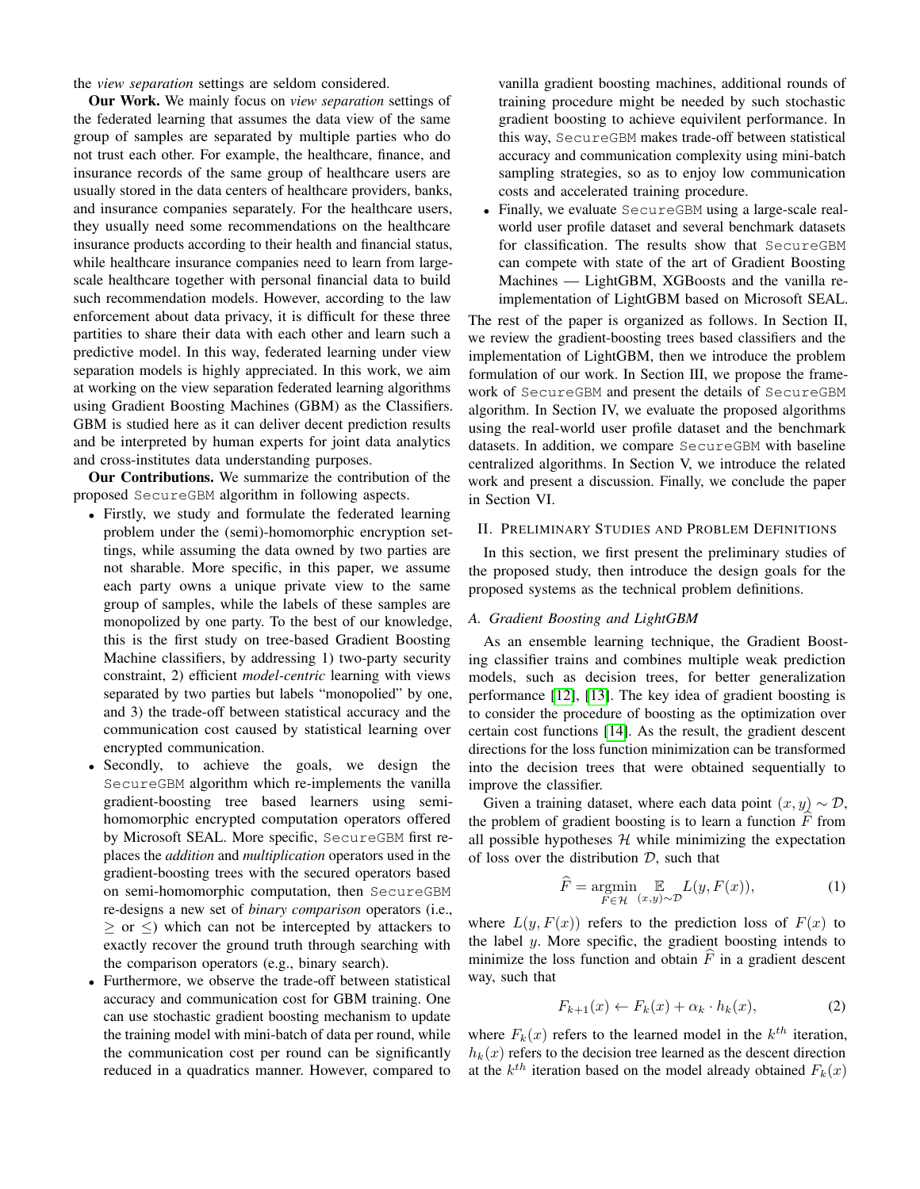the *view separation* settings are seldom considered.

**Our Work.** We mainly focus on *view separation* settings of the federated learning that assumes the data view of the same group of samples are separated by multiple parties who do not trust each other. For example, the healthcare, finance, and insurance records of the same group of healthcare users are usually stored in the data centers of healthcare providers, banks, and insurance companies separately. For the healthcare users, they usually need some recommendations on the healthcare insurance products according to their health and financial status, while healthcare insurance companies need to learn from large-scale healthcare together with personal financial data to build such recommendation models. However, according to the law enforcement about data privacy, it is difficult for these three partities to share their data with each other and learn such a predictive model. In this way, federated learning under view separation models is highly appreciated. In this work, we aim at working on the view separation federated learning algorithms using Gradient Boosting Machines (GBM) as the Classifiers. GBM is studied here as it can deliver decent prediction results and be interpreted by human experts for joint data analytics and cross-institutes data understanding purposes.

**Our Contributions.** We summarize the contribution of the proposed `SecureGBM` algorithm in following aspects.

- Firstly, we study and formulate the federated learning problem under the (semi-)homomorphic encryption settings, while assuming the data owned by two parties are not sharable. More specific, in this paper, we assume each party owns a unique private view to the same group of samples, while the labels of these samples are monopolized by one party. To the best of our knowledge, this is the first study on tree-based Gradient Boosting Machine classifiers, by addressing 1) two-party security constraint, 2) efficient *model-centric* learning with views separated by two parties but labels "monopolied" by one, and 3) the trade-off between statistical accuracy and the communication cost caused by statistical learning over encrypted communication.
- Secondly, to achieve the goals, we design the `SecureGBM` algorithm which re-implements the vanilla gradient-boosting tree based learners using semi-homomorphic encrypted computation operators offered by Microsoft SEAL. More specific, `SecureGBM` first replaces the *addition* and *multiplication* operators used in the gradient-boosting trees with the secured operators based on semi-homomorphic computation, then `SecureGBM` re-designs a new set of *binary comparison* operators (i.e., $\geq$ or $\leq$) which can not be intercepted by attackers to exactly recover the ground truth through searching with the comparison operators (e.g., binary search).
- Furthermore, we observe the trade-off between statistical accuracy and communication cost for GBM training. One can use stochastic gradient boosting mechanism to update the training model with mini-batch of data per round, while the communication cost per round can be significantly reduced in a quadratics manner. However, compared to vanilla gradient boosting machines, additional rounds of training procedure might be needed by such stochastic gradient boosting to achieve equivilent performance. In this way, `SecureGBM` makes trade-off between statistical accuracy and communication complexity using mini-batch sampling strategies, so as to enjoy low communication costs and accelerated training procedure.
- Finally, we evaluate `SecureGBM` using a large-scale real-world user profile dataset and several benchmark datasets for classification. The results show that `SecureGBM` can compete with state of the art of Gradient Boosting Machines — LightGBM, XGBoosts and the vanilla re-implementation of LightGBM based on Microsoft SEAL.

The rest of the paper is organized as follows. In Section II, we review the gradient-boosting trees based classifiers and the implementation of LightGBM, then we introduce the problem formulation of our work. In Section III, we propose the framework of `SecureGBM` and present the details of `SecureGBM` algorithm. In Section IV, we evaluate the proposed algorithms using the real-world user profile dataset and the benchmark datasets. In addition, we compare `SecureGBM` with baseline centralized algorithms. In Section V, we introduce the related work and present a discussion. Finally, we conclude the paper in Section VI.

## II. Preliminary Studies and Problem Definitions

In this section, we first present the preliminary studies of the proposed study, then introduce the design goals for the proposed systems as the technical problem definitions.

### A. Gradient Boosting and LightGBM

As an ensemble learning technique, the Gradient Boosting classifier trains and combines multiple weak prediction models, such as decision trees, for better generalization performance [12], [13]. The key idea of gradient boosting is to consider the procedure of boosting as the optimization over certain cost functions [14]. As the result, the gradient descent directions for the loss function minimization can be transformed into the decision trees that were obtained sequentially to improve the classifier.

Given a training dataset, where each data point $(x, y) \sim \mathcal{D}$, the problem of gradient boosting is to learn a function $\widehat{F}$ from all possible hypotheses $\mathcal{H}$ while minimizing the expectation of loss over the distribution $\mathcal{D}$, such that

$$\widehat{F} = \underset{F \in \mathcal{H}}{\operatorname{argmin}} \underset{(x,y)\sim\mathcal{D}}{\mathbb{E}} L(y, F(x)), \tag{1}$$

where $L(y, F(x))$ refers to the prediction loss of $F(x)$ to the label $y$. More specific, the gradient boosting intends to minimize the loss function and obtain $\widehat{F}$ in a gradient descent way, such that

$$F_{k+1}(x) \leftarrow F_k(x) + \alpha_k \cdot h_k(x), \tag{2}$$

where $F_k(x)$ refers to the learned model in the $k^{th}$ iteration, $h_k(x)$ refers to the decision tree learned as the descent direction at the $k^{th}$ iteration based on the model already obtained $F_k(x)$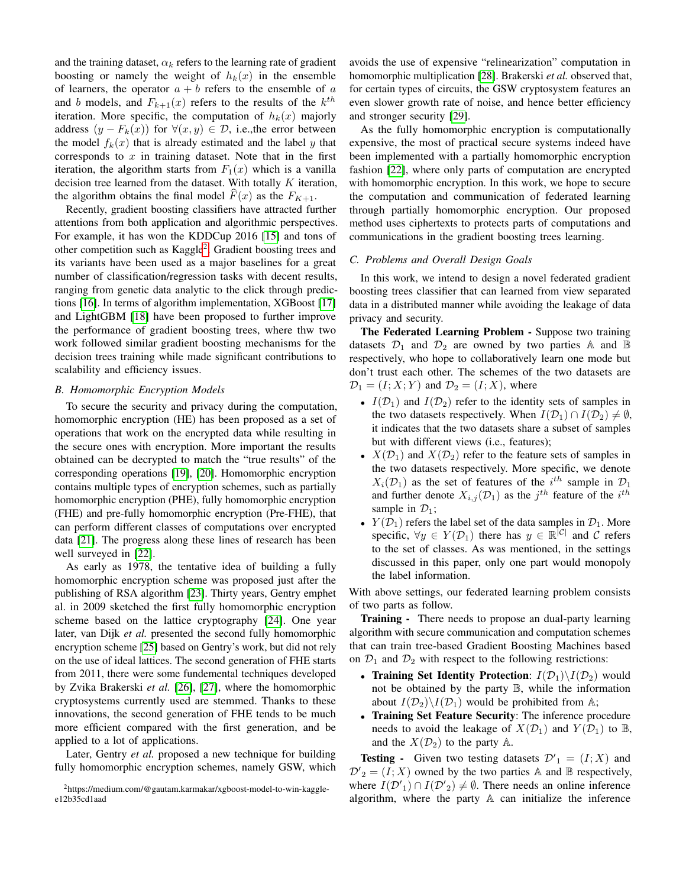and the training dataset, $\alpha_k$ refers to the learning rate of gradient boosting or namely the weight of $h_k(x)$ in the ensemble of learners, the operator $a+b$ refers to the ensemble of $a$ and $b$ models, and $F_{k+1}(x)$ refers to the results of the $k^{th}$ iteration. More specific, the computation of $h_k(x)$ majorly address $(y - F_k(x))$ for $\forall(x,y) \in \mathcal{D}$, i.e.,the error between the model $f_k(x)$ that is already estimated and the label $y$ that corresponds to $x$ in training dataset. Note that in the first iteration, the algorithm starts from $F_1(x)$ which is a vanilla decision tree learned from the dataset. With totally $K$ iteration, the algorithm obtains the final model $\widehat{F}(x)$ as the $F_{K+1}$.

Recently, gradient boosting classifiers have attracted further attentions from both application and algorithmic perspectives. For example, it has won the KDDCup 2016 [15] and tons of other competition such as Kaggle[2]. Gradient boosting trees and its variants have been used as a major baselines for a great number of classification/regression tasks with decent results, ranging from genetic data analytic to the click through predictions [16]. In terms of algorithm implementation, XGBoost [17] and LightGBM [18] have been proposed to further improve the performance of gradient boosting trees, where thw two work followed similar gradient boosting mechanisms for the decision trees training while made significant contributions to scalability and efficiency issues.

### B. Homomorphic Encryption Models

To secure the security and privacy during the computation, homomorphic encryption (HE) has been proposed as a set of operations that work on the encrypted data while resulting in the secure ones with encryption. More important the results obtained can be decrypted to match the "true results" of the corresponding operations [19], [20]. Homomorphic encryption contains multiple types of encryption schemes, such as partially homomorphic encryption (PHE), fully homomorphic encryption (FHE) and pre-fully homomorphic encryption (Pre-FHE), that can perform different classes of computations over encrypted data [21]. The progress along these lines of research has been well surveyed in [22].

As early as 1978, the tentative idea of building a fully homomorphic encryption scheme was proposed just after the publishing of RSA algorithm [23]. Thirty years, Gentry emphet al. in 2009 sketched the first fully homomorphic encryption scheme based on the lattice cryptography [24]. One year later, van Dijk *et al.* presented the second fully homomorphic encryption scheme [25] based on Gentry's work, but did not rely on the use of ideal lattices. The second generation of FHE starts from 2011, there were some fundemental techniques developed by Zvika Brakerski *et al.* [26], [27], where the homomorphic cryptosystems currently used are stemmed. Thanks to these innovations, the second generation of FHE tends to be much more efficient compared with the first generation, and be applied to a lot of applications.

Later, Gentry *et al.* proposed a new technique for building fully homomorphic encryption schemes, namely GSW, which avoids the use of expensive "relinearization" computation in homomorphic multiplication [28]. Brakerski *et al.* observed that, for certain types of circuits, the GSW cryptosystem features an even slower growth rate of noise, and hence better efficiency and stronger security [29].

As the fully homomorphic encryption is computationally expensive, the most of practical secure systems indeed have been implemented with a partially homomorphic encryption fashion [22], where only parts of computation are encrypted with homomorphic encryption. In this work, we hope to secure the computation and communication of federated learning through partially homomorphic encryption. Our proposed method uses ciphertexts to protects parts of computations and communications in the gradient boosting trees learning.

### C. Problems and Overall Design Goals

In this work, we intend to design a novel federated gradient boosting trees classifier that can learned from view separated data in a distributed manner while avoiding the leakage of data privacy and security.

**The Federated Learning Problem -** Suppose two training datasets $\mathcal{D}_1$ and $\mathcal{D}_2$ are owned by two parties $\mathbb{A}$ and $\mathbb{B}$ respectively, who hope to collaboratively learn one mode but don't trust each other. The schemes of the two datasets are $\mathcal{D}_1 = (I;X;Y)$ and $\mathcal{D}_2 = (I;X)$, where

- $I(\mathcal{D}_1)$ and $I(\mathcal{D}_2)$ refer to the identity sets of samples in the two datasets respectively. When $I(\mathcal{D}_1) \cap I(\mathcal{D}_2) \neq \emptyset$, it indicates that the two datasets share a subset of samples but with different views (i.e., features);
- $X(\mathcal{D}_1)$ and $X(\mathcal{D}_2)$ refer to the feature sets of samples in the two datasets respectively. More specific, we denote $X_i(\mathcal{D}_1)$ as the set of features of the $i^{th}$ sample in $\mathcal{D}_1$ and further denote $X_{i,j}(\mathcal{D}_1)$ as the $j^{th}$ feature of the $i^{th}$ sample in $\mathcal{D}_1$;
- $Y(\mathcal{D}_1)$ refers the label set of the data samples in $\mathcal{D}_1$. More specific, $\forall y \in Y(\mathcal{D}_1)$ there has $y \in \mathbb{R}^{|\mathcal{C}|}$ and $\mathcal{C}$ refers to the set of classes. As was mentioned, in the settings discussed in this paper, only one part would monopoly the label information.

With above settings, our federated learning problem consists of two parts as follow.

**Training -** There needs to propose an dual-party learning algorithm with secure communication and computation schemes that can train tree-based Gradient Boosting Machines based on $\mathcal{D}_1$ and $\mathcal{D}_2$ with respect to the following restrictions:

- **Training Set Identity Protection**: $I(\mathcal{D}_1) \backslash I(\mathcal{D}_2)$ would not be obtained by the party $\mathbb{B}$, while the information about $I(\mathcal{D}_2) \backslash I(\mathcal{D}_1)$ would be prohibited from $\mathbb{A}$;
- **Training Set Feature Security**: The inference procedure needs to avoid the leakage of $X(\mathcal{D}_1)$ and $Y(\mathcal{D}_1)$ to $\mathbb{B}$, and the $X(\mathcal{D}_2)$ to the party $\mathbb{A}$.

**Testing -** Given two testing datasets $\mathcal{D'}_1 = (I;X)$ and $\mathcal{D'}_2 = (I;X)$ owned by the two parties $\mathbb{A}$ and $\mathbb{B}$ respectively, where $I(\mathcal{D'}_1) \cap I(\mathcal{D'}_2) \neq \emptyset$. There needs an online inference algorithm, where the party $\mathbb{A}$ can initialize the inference

[2] https://medium.com/@gautam.karmakar/xgboost-model-to-win-kaggle-e12b35cd1aad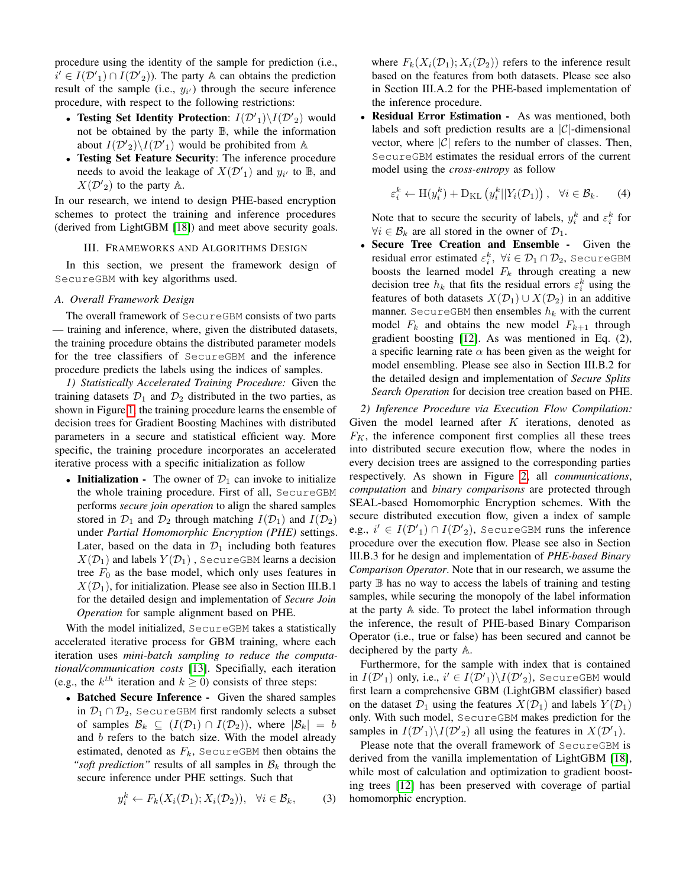procedure using the identity of the sample for prediction (i.e., $i' \in I(\mathcal{D}'_1) \cap I(\mathcal{D}'_2)$). The party $\mathbb{A}$ can obtains the prediction result of the sample (i.e., $y_{i'}$) through the secure inference procedure, with respect to the following restrictions:

- **Testing Set Identity Protection**: $I(\mathcal{D}'_1) \backslash I(\mathcal{D}'_2)$ would not be obtained by the party $\mathbb{B}$, while the information about $I(\mathcal{D}'_2) \backslash I(\mathcal{D}'_1)$ would be prohibited from $\mathbb{A}$
- **Testing Set Feature Security**: The inference procedure needs to avoid the leakage of $X(\mathcal{D}'_1)$ and $y_{i'}$ to $\mathbb{B}$, and $X(\mathcal{D}'_2)$ to the party $\mathbb{A}$.

In our research, we intend to design PHE-based encryption schemes to protect the training and inference procedures (derived from LightGBM [18]) and meet above security goals.

## III. Frameworks and Algorithms Design

In this section, we present the framework design of SecureGBM with key algorithms used.

### A. Overall Framework Design

The overall framework of SecureGBM consists of two parts — training and inference, where, given the distributed datasets, the training procedure obtains the distributed parameter models for the tree classifiers of SecureGBM and the inference procedure predicts the labels using the indices of samples.

*1) Statistically Accelerated Training Procedure:* Given the training datasets $\mathcal{D}_1$ and $\mathcal{D}_2$ distributed in the two parties, as shown in Figure 1, the training procedure learns the ensemble of decision trees for Gradient Boosting Machines with distributed parameters in a secure and statistical efficient way. More specific, the training procedure incorporates an accelerated iterative process with a specific initialization as follow

- **Initialization -** The owner of $\mathcal{D}_1$ can invoke to initialize the whole training procedure. First of all, SecureGBM performs *secure join operation* to align the shared samples stored in $\mathcal{D}_1$ and $\mathcal{D}_2$ through matching $I(\mathcal{D}_1)$ and $I(\mathcal{D}_2)$ under *Partial Homomorphic Encryption (PHE)* settings. Later, based on the data in $\mathcal{D}_1$ including both features $X(\mathcal{D}_1)$ and labels $Y(\mathcal{D}_1)$ , SecureGBM learns a decision tree $F_0$ as the base model, which only uses features in $X(\mathcal{D}_1)$, for initialization. Please see also in Section III.B.1 for the detailed design and implementation of *Secure Join Operation* for sample alignment based on PHE.

With the model initialized, SecureGBM takes a statistically accelerated iterative process for GBM training, where each iteration uses *mini-batch sampling to reduce the computational/communication costs* [13]. Specifially, each iteration (e.g., the $k^{th}$ iteration and $k \geq 0$) consists of three steps:

- **Batched Secure Inference -** Given the shared samples in $\mathcal{D}_1 \cap \mathcal{D}_2$, SecureGBM first randomly selects a subset of samples $\mathcal{B}_k \subseteq (I(\mathcal{D}_1) \cap I(\mathcal{D}_2))$, where $|\mathcal{B}_k| = b$ and $b$ refers to the batch size. With the model already estimated, denoted as $F_k$, SecureGBM then obtains the *"soft prediction"* results of all samples in $\mathcal{B}_k$ through the secure inference under PHE settings. Such that

$$y_i^k \leftarrow F_k(X_i(\mathcal{D}_1); X_i(\mathcal{D}_2)), \quad \forall i \in \mathcal{B}_k, \tag{3}$$

  where $F_k(X_i(\mathcal{D}_1); X_i(\mathcal{D}_2))$ refers to the inference result based on the features from both datasets. Please see also in Section III.A.2 for the PHE-based implementation of the inference procedure.

- **Residual Error Estimation -** As was mentioned, both labels and soft prediction results are a $|\mathcal{C}|$-dimensional vector, where $|\mathcal{C}|$ refers to the number of classes. Then, SecureGBM estimates the residual errors of the current model using the *cross-entropy* as follow

$$\varepsilon_i^k \leftarrow \mathrm{H}(y_i^k) + \mathrm{D}_{\mathrm{KL}}\left(y_i^k || Y_i(\mathcal{D}_1)\right), \quad \forall i \in \mathcal{B}_k. \tag{4}$$

  Note that to secure the security of labels, $y_i^k$ and $\varepsilon_i^k$ for $\forall i \in \mathcal{B}_k$ are all stored in the owner of $\mathcal{D}_1$.

- **Secure Tree Creation and Ensemble -** Given the residual error estimated $\varepsilon_i^k$, $\forall i \in \mathcal{D}_1 \cap \mathcal{D}_2$, SecureGBM boosts the learned model $F_k$ through creating a new decision tree $h_k$ that fits the residual errors $\varepsilon_i^k$ using the features of both datasets $X(\mathcal{D}_1) \cup X(\mathcal{D}_2)$ in an additive manner. SecureGBM then ensembles $h_k$ with the current model $F_k$ and obtains the new model $F_{k+1}$ through gradient boosting [12]. As was mentioned in Eq. (2), a specific learning rate $\alpha$ has been given as the weight for model ensembling. Please see also in Section III.B.2 for the detailed design and implementation of *Secure Splits Search Operation* for decision tree creation based on PHE.

*2) Inference Procedure via Execution Flow Compilation:* Given the model learned after $K$ iterations, denoted as $F_K$, the inference component first complies all these trees into distributed secure execution flow, where the nodes in every decision trees are assigned to the corresponding parties respectively. As shown in Figure 2, all *communications*, *computation* and *binary comparisons* are protected through SEAL-based Homomorphic Encryption schemes. With the secure distributed execution flow, given a index of sample e.g., $i' \in I(\mathcal{D}'_1) \cap I(\mathcal{D}'_2)$, SecureGBM runs the inference procedure over the execution flow. Please see also in Section III.B.3 for he design and implementation of *PHE-based Binary Comparison Operator*. Note that in our research, we assume the party $\mathbb{B}$ has no way to access the labels of training and testing samples, while securing the monopoly of the label information at the party $\mathbb{A}$ side. To protect the label information through the inference, the result of PHE-based Binary Comparison Operator (i.e., true or false) has been secured and cannot be deciphered by the party $\mathbb{A}$.

Furthermore, for the sample with index that is contained in $I(\mathcal{D}'_1)$ only, i.e., $i' \in I(\mathcal{D}'_1) \backslash I(\mathcal{D}'_2)$, SecureGBM would first learn a comprehensive GBM (LightGBM classifier) based on the dataset $\mathcal{D}_1$ using the features $X(\mathcal{D}_1)$ and labels $Y(\mathcal{D}_1)$ only. With such model, SecureGBM makes prediction for the samples in $I(\mathcal{D}'_1) \backslash I(\mathcal{D}'_2)$ all using the features in $X(\mathcal{D}'_1)$.

Please note that the overall framework of SecureGBM is derived from the vanilla implementation of LightGBM [18], while most of calculation and optimization to gradient boosting trees [12] has been preserved with coverage of partial homomorphic encryption.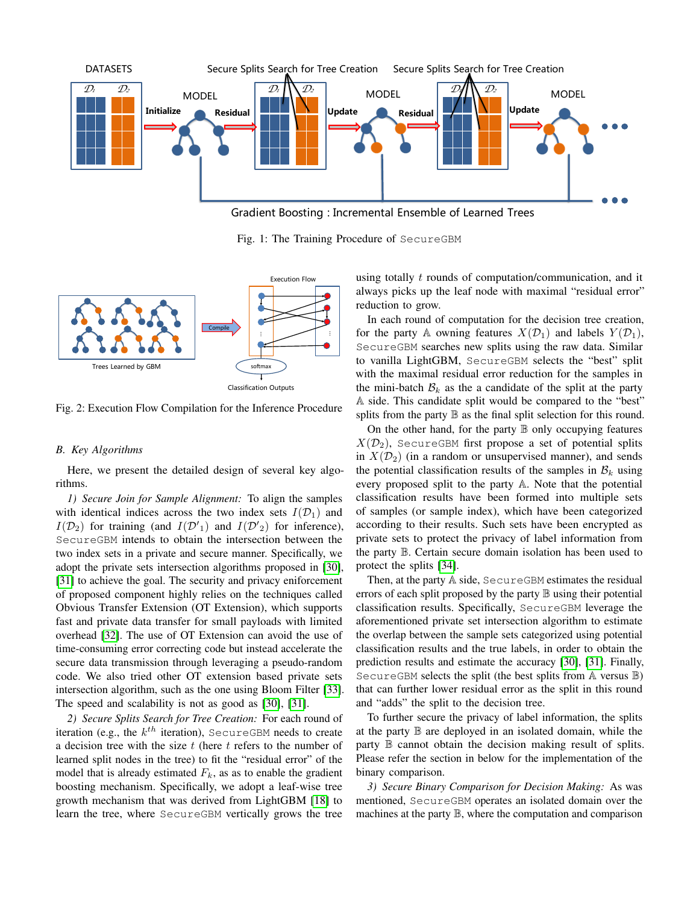Fig. 1: The Training Procedure of SecureGBM

Fig. 2: Execution Flow Compilation for the Inference Procedure

### B. Key Algorithms

Here, we present the detailed design of several key algorithms.

*1) Secure Join for Sample Alignment:* To align the samples with identical indices across the two index sets $I(\mathcal{D}_1)$ and $I(\mathcal{D}_2)$ for training (and $I(\mathcal{D}'_1)$ and $I(\mathcal{D}'_2)$ for inference), SecureGBM intends to obtain the intersection between the two index sets in a private and secure manner. Specifically, we adopt the private sets intersection algorithms proposed in [30], [31] to achieve the goal. The security and privacy enforcement of proposed component highly relies on the techniques called Obvious Transfer Extension (OT Extension), which supports fast and private data transfer for small payloads with limited overhead [32]. The use of OT Extension can avoid the use of time-consuming error correcting code but instead accelerate the secure data transmission through leveraging a pseudo-random code. We also tried other OT extension based private sets intersection algorithm, such as the one using Bloom Filter [33]. The speed and scalability is not as good as [30], [31].

*2) Secure Splits Search for Tree Creation:* For each round of iteration (e.g., the $k^{th}$ iteration), SecureGBM needs to create a decision tree with the size $t$ (here $t$ refers to the number of learned split nodes in the tree) to fit the "residual error" of the model that is already estimated $F_k$, as as to enable the gradient boosting mechanism. Specifically, we adopt a leaf-wise tree growth mechanism that was derived from LightGBM [18] to learn the tree, where SecureGBM vertically grows the tree using totally $t$ rounds of computation/communication, and it always picks up the leaf node with maximal "residual error" reduction to grow.

In each round of computation for the decision tree creation, for the party $\mathbb{A}$ owning features $X(\mathcal{D}_1)$ and labels $Y(\mathcal{D}_1)$, SecureGBM searches new splits using the raw data. Similar to vanilla LightGBM, SecureGBM selects the "best" split with the maximal residual error reduction for the samples in the mini-batch $\mathcal{B}_k$ as the a candidate of the split at the party $\mathbb{A}$ side. This candidate split would be compared to the "best" splits from the party $\mathbb{B}$ as the final split selection for this round.

On the other hand, for the party $\mathbb{B}$ only occupying features $X(\mathcal{D}_2)$, SecureGBM first propose a set of potential splits in $X(\mathcal{D}_2)$ (in a random or unsupervised manner), and sends the potential classification results of the samples in $\mathcal{B}_k$ using every proposed split to the party $\mathbb{A}$. Note that the potential classification results have been formed into multiple sets of samples (or sample index), which have been categorized according to their results. Such sets have been encrypted as private sets to protect the privacy of label information from the party $\mathbb{B}$. Certain secure domain isolation has been used to protect the splits [34].

Then, at the party $\mathbb{A}$ side, SecureGBM estimates the residual errors of each split proposed by the party $\mathbb{B}$ using their potential classification results. Specifically, SecureGBM leverage the aforementioned private set intersection algorithm to estimate the overlap between the sample sets categorized using potential classification results and the true labels, in order to obtain the prediction results and estimate the accuracy [30], [31]. Finally, SecureGBM selects the split (the best splits from $\mathbb{A}$ versus $\mathbb{B}$) that can further lower residual error as the split in this round and "adds" the split to the decision tree.

To further secure the privacy of label information, the splits at the party $\mathbb{B}$ are deployed in an isolated domain, where the party $\mathbb{B}$ cannot obtain the decision making result of splits. Please refer the section in below for the implementation of the binary comparison.

*3) Secure Binary Comparison for Decision Making:* As was mentioned, SecureGBM operates an isolated domain over the machines at the party $\mathbb{B}$, where the computation and comparison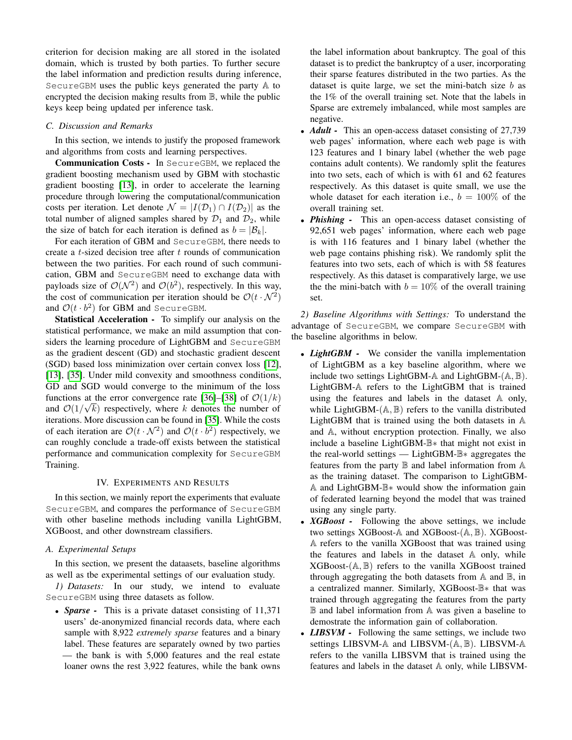criterion for decision making are all stored in the isolated domain, which is trusted by both parties. To further secure the label information and prediction results during inference, SecureGBM uses the public keys generated the party $\mathbb{A}$ to encrypted the decision making results from $\mathbb{B}$, while the public keys keep being updated per inference task.

### C. Discussion and Remarks

In this section, we intends to justify the proposed framework and algorithms from costs and learning perspectives.

**Communication Costs -** In SecureGBM, we replaced the gradient boosting mechanism used by GBM with stochastic gradient boosting [13], in order to accelerate the learning procedure through lowering the computational/communication costs per iteration. Let denote $\mathcal{N} = |I(\mathcal{D}_1) \cap I(\mathcal{D}_2)|$ as the total number of aligned samples shared by $\mathcal{D}_1$ and $\mathcal{D}_2$, while the size of batch for each iteration is defined as $b = |\mathcal{B}_k|$.

For each iteration of GBM and SecureGBM, there needs to create a $t$-sized decision tree after $t$ rounds of communication between the two parities. For each round of such communication, GBM and SecureGBM need to exchange data with payloads size of $\mathcal{O}(\mathcal{N}^2)$ and $\mathcal{O}(b^2)$, respectively. In this way, the cost of communication per iteration should be $\mathcal{O}(t \cdot \mathcal{N}^2)$ and $\mathcal{O}(t \cdot b^2)$ for GBM and SecureGBM.

**Statistical Acceleration -** To simplify our analysis on the statistical performance, we make an mild assumption that considers the learning procedure of LightGBM and SecureGBM as the gradient descent (GD) and stochastic gradient descent (SGD) based loss minimization over certain convex loss [12], [13], [35]. Under mild convexity and smoothness conditions, GD and SGD would converge to the minimum of the loss functions at the error convergence rate [36]–[38] of $\mathcal{O}(1/k)$ and $\mathcal{O}(1/\sqrt{k})$ respectively, where $k$ denotes the number of iterations. More discussion can be found in [35]. While the costs of each iteration are $\mathcal{O}(t \cdot \mathcal{N}^2)$ and $\mathcal{O}(t \cdot b^2)$ respectively, we can roughly conclude a trade-off exists between the statistical performance and communication complexity for SecureGBM Training.

## IV. Experiments and Results

In this section, we mainly report the experiments that evaluate SecureGBM, and compares the performance of SecureGBM with other baseline methods including vanilla LightGBM, XGBoost, and other downstream classifiers.

### A. Experimental Setups

In this section, we present the dataasets, baseline algorithms as well as tbe experimental settings of our evaluation study.

*1) Datasets:* In our study, we intend to evaluate SecureGBM using three datasets as follow.

- ***Sparse -*** This is a private dataset consisting of 11,371 users' de-anonymized financial records data, where each sample with 8,922 *extremely sparse* features and a binary label. These features are separately owned by two parties — the bank is with 5,000 features and the real estate loaner owns the rest 3,922 features, while the bank owns the label information about bankruptcy. The goal of this dataset is to predict the bankruptcy of a user, incorporating their sparse features distributed in the two parties. As the dataset is quite large, we set the mini-batch size $b$ as the 1% of the overall training set. Note that the labels in Sparse are extremely imbalanced, while most samples are negative.
- ***Adult -*** This an open-access dataset consisting of 27,739 web pages' information, where each web page is with 123 features and 1 binary label (whether the web page contains adult contents). We randomly split the features into two sets, each of which is with 61 and 62 features respectively. As this dataset is quite small, we use the whole dataset for each iteration i.e., $b = 100\%$ of the overall training set.
- ***Phishing -*** This an open-access dataset consisting of 92,651 web pages' information, where each web page is with 116 features and 1 binary label (whether the web page contains phishing risk). We randomly split the features into two sets, each of which is with 58 features respectively. As this dataset is comparatively large, we use the the mini-batch with $b = 10\%$ of the overall training set.

*2) Baseline Algorithms with Settings:* To understand the advantage of SecureGBM, we compare SecureGBM with the baseline algorithms in below.

- ***LightGBM -*** We consider the vanilla implementation of LightGBM as a key baseline algorithm, where we include two settings LightGBM-$\mathbb{A}$ and LightGBM-$(\mathbb{A}, \mathbb{B})$. LightGBM-$\mathbb{A}$ refers to the LightGBM that is trained using the features and labels in the dataset $\mathbb{A}$ only, while LightGBM-$(\mathbb{A}, \mathbb{B})$ refers to the vanilla distributed LightGBM that is trained using the both datasets in $\mathbb{A}$ and $\mathbb{A}$, without encryption protection. Finally, we also include a baseline LightGBM-$\mathbb{B}*$ that might not exist in the real-world settings — LightGBM-$\mathbb{B}*$ aggregates the features from the party $\mathbb{B}$ and label information from $\mathbb{A}$ as the training dataset. The comparison to LightGBM-$\mathbb{A}$ and LightGBM-$\mathbb{B}*$ would show the information gain of federated learning beyond the model that was trained using any single party.
- ***XGBoost -*** Following the above settings, we include two settings XGBoost-$\mathbb{A}$ and XGBoost-$(\mathbb{A}, \mathbb{B})$. XGBoost-$\mathbb{A}$ refers to the vanilla XGBoost that was trained using the features and labels in the dataset $\mathbb{A}$ only, while XGBoost-$(\mathbb{A}, \mathbb{B})$ refers to the vanilla XGBoost trained through aggregating the both datasets from $\mathbb{A}$ and $\mathbb{B}$, in a centralized manner. Similarly, XGBoost-$\mathbb{B}*$ that was trained through aggregating the features from the party $\mathbb{B}$ and label information from $\mathbb{A}$ was given a baseline to demostrate the information gain of collaboration.
- ***LIBSVM -*** Following the same settings, we include two settings LIBSVM-$\mathbb{A}$ and LIBSVM-$(\mathbb{A}, \mathbb{B})$. LIBSVM-$\mathbb{A}$ refers to the vanilla LIBSVM that is trained using the features and labels in the dataset $\mathbb{A}$ only, while LIBSVM-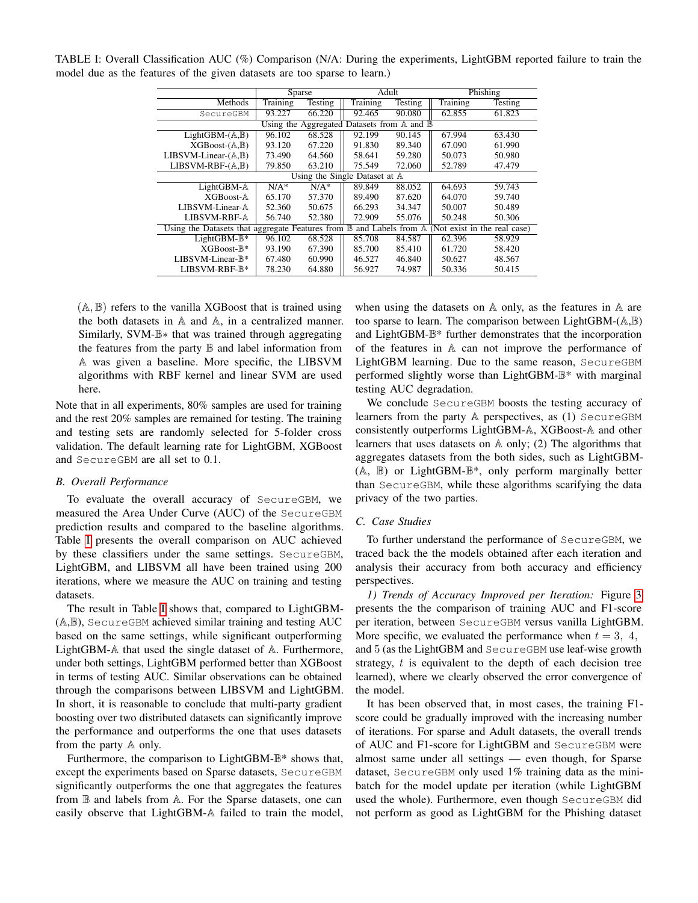TABLE I: Overall Classification AUC (%) Comparison (N/A: During the experiments, LightGBM reported failure to train the model due as the features of the given datasets are too sparse to learn.)

| | Sparse | | Adult | | Phishing | |
|---|---|---|---|---|---|---|
| Methods | Training | Testing | Training | Testing | Training | Testing |
| SecureGBM | 93.227 | 66.220 | 92.465 | 90.080 | 62.855 | 61.823 |
| Using the Aggregated Datasets from $\mathbb{A}$ and $\mathbb{B}$ | | | | | | |
| LightGBM-($\mathbb{A}$,$\mathbb{B}$) | 96.102 | 68.528 | 92.199 | 90.145 | 67.994 | 63.430 |
| XGBoost-($\mathbb{A}$,$\mathbb{B}$) | 93.120 | 67.220 | 91.830 | 89.340 | 67.090 | 61.990 |
| LIBSVM-Linear-($\mathbb{A}$,$\mathbb{B}$) | 73.490 | 64.560 | 58.641 | 59.280 | 50.073 | 50.980 |
| LIBSVM-RBF-($\mathbb{A}$,$\mathbb{B}$) | 79.850 | 63.210 | 75.549 | 72.060 | 52.789 | 47.479 |
| Using the Single Dataset at $\mathbb{A}$ | | | | | | |
| LightGBM-$\mathbb{A}$ | N/A* | N/A* | 89.849 | 88.052 | 64.693 | 59.743 |
| XGBoost-$\mathbb{A}$ | 65.170 | 57.370 | 89.490 | 87.620 | 64.070 | 59.740 |
| LIBSVM-Linear-$\mathbb{A}$ | 52.360 | 50.675 | 66.293 | 34.347 | 50.007 | 50.489 |
| LIBSVM-RBF-$\mathbb{A}$ | 56.740 | 52.380 | 72.909 | 55.076 | 50.248 | 50.306 |
| Using the Datasets that aggregate Features from $\mathbb{B}$ and Labels from $\mathbb{A}$ (Not exist in the real case) | | | | | | |
| LightGBM-$\mathbb{B}$* | 96.102 | 68.528 | 85.708 | 84.587 | 62.396 | 58.929 |
| XGBoost-$\mathbb{B}$* | 93.190 | 67.390 | 85.700 | 85.410 | 61.720 | 58.420 |
| LIBSVM-Linear-$\mathbb{B}$* | 67.480 | 60.990 | 46.527 | 46.840 | 50.627 | 48.567 |
| LIBSVM-RBF-$\mathbb{B}$* | 78.230 | 64.880 | 56.927 | 74.987 | 50.336 | 50.415 |

($\mathbb{A}$, $\mathbb{B}$) refers to the vanilla XGBoost that is trained using the both datasets in $\mathbb{A}$ and $\mathbb{A}$, in a centralized manner. Similarly, SVM-$\mathbb{B}*$ that was trained through aggregating the features from the party $\mathbb{B}$ and label information from $\mathbb{A}$ was given a baseline. More specific, the LIBSVM algorithms with RBF kernel and linear SVM are used here.

Note that in all experiments, 80% samples are used for training and the rest 20% samples are remained for testing. The training and testing sets are randomly selected for 5-folder cross validation. The default learning rate for LightGBM, XGBoost and SecureGBM are all set to 0.1.

### B. Overall Performance

To evaluate the overall accuracy of SecureGBM, we measured the Area Under Curve (AUC) of the SecureGBM prediction results and compared to the baseline algorithms. Table I presents the overall comparison on AUC achieved by these classifiers under the same settings. SecureGBM, LightGBM, and LIBSVM all have been trained using 200 iterations, where we measure the AUC on training and testing datasets.

The result in Table I shows that, compared to LightGBM-($\mathbb{A}$,$\mathbb{B}$), SecureGBM achieved similar training and testing AUC based on the same settings, while significant outperforming LightGBM-$\mathbb{A}$ that used the single dataset of $\mathbb{A}$. Furthermore, under both settings, LightGBM performed better than XGBoost in terms of testing AUC. Similar observations can be obtained through the comparisons between LIBSVM and LightGBM. In short, it is reasonable to conclude that multi-party gradient boosting over two distributed datasets can significantly improve the performance and outperforms the one that uses datasets from the party $\mathbb{A}$ only.

Furthermore, the comparison to LightGBM-$\mathbb{B}$* shows that, except the experiments based on Sparse datasets, SecureGBM significantly outperforms the one that aggregates the features from $\mathbb{B}$ and labels from $\mathbb{A}$. For the Sparse datasets, one can easily observe that LightGBM-$\mathbb{A}$ failed to train the model, when using the datasets on $\mathbb{A}$ only, as the features in $\mathbb{A}$ are too sparse to learn. The comparison between LightGBM-($\mathbb{A}$,$\mathbb{B}$) and LightGBM-$\mathbb{B}$* further demonstrates that the incorporation of the features in $\mathbb{A}$ can not improve the performance of LightGBM learning. Due to the same reason, SecureGBM performed slightly worse than LightGBM-$\mathbb{B}$* with marginal testing AUC degradation.

We conclude SecureGBM boosts the testing accuracy of learners from the party $\mathbb{A}$ perspectives, as (1) SecureGBM consistently outperforms LightGBM-$\mathbb{A}$, XGBoost-$\mathbb{A}$ and other learners that uses datasets on $\mathbb{A}$ only; (2) The algorithms that aggregates datasets from the both sides, such as LightGBM-($\mathbb{A}$, $\mathbb{B}$) or LightGBM-$\mathbb{B}$*, only perform marginally better than SecureGBM, while these algorithms scarifying the data privacy of the two parties.

### C. Case Studies

To further understand the performance of SecureGBM, we traced back the the models obtained after each iteration and analysis their accuracy from both accuracy and efficiency perspectives.

*1) Trends of Accuracy Improved per Iteration:* Figure 3 presents the the comparison of training AUC and F1-score per iteration, between SecureGBM versus vanilla LightGBM. More specific, we evaluated the performance when $t = 3,\ 4,$ and 5 (as the LightGBM and SecureGBM use leaf-wise growth strategy, $t$ is equivalent to the depth of each decision tree learned), where we clearly observed the error convergence of the model.

It has been observed that, in most cases, the training F1-score could be gradually improved with the increasing number of iterations. For sparse and Adult datasets, the overall trends of AUC and F1-score for LightGBM and SecureGBM were almost same under all settings — even though, for Sparse dataset, SecureGBM only used 1% training data as the mini-batch for the model update per iteration (while LightGBM used the whole). Furthermore, even though SecureGBM did not perform as good as LightGBM for the Phishing dataset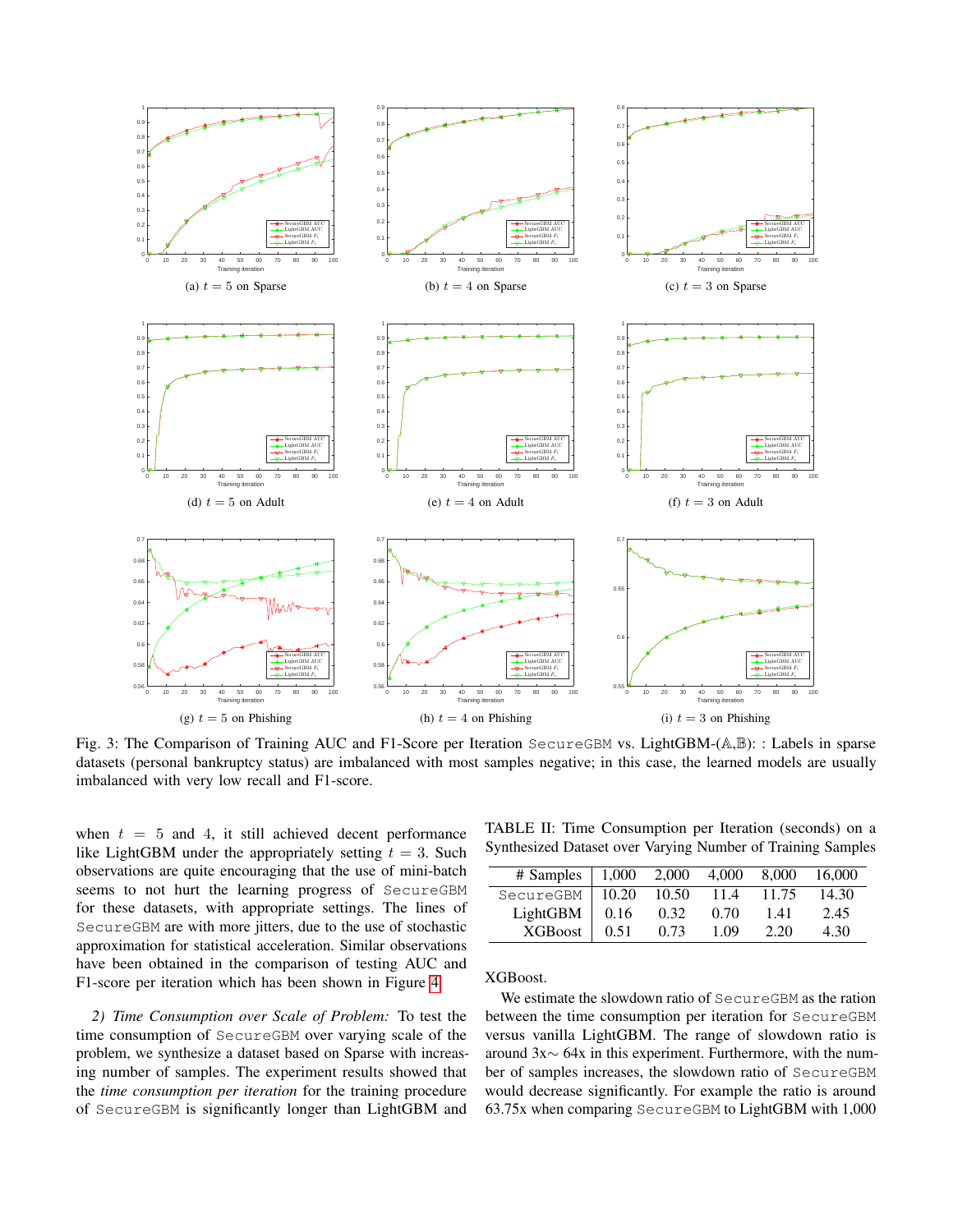(a) $t = 5$ on Sparse

(b) $t = 4$ on Sparse

(c) $t = 3$ on Sparse

(d) $t = 5$ on Adult

(e) $t = 4$ on Adult

(f) $t = 3$ on Adult

(g) $t = 5$ on Phishing

(h) $t = 4$ on Phishing

(i) $t = 3$ on Phishing

Fig. 3: The Comparison of Training AUC and F1-Score per Iteration SecureGBM vs. LightGBM-($\mathbb{A}$,$\mathbb{B}$): : Labels in sparse datasets (personal bankruptcy status) are imbalanced with most samples negative; in this case, the learned models are usually imbalanced with very low recall and F1-score.

when $t = 5$ and 4, it still achieved decent performance like LightGBM under the appropriately setting $t = 3$. Such observations are quite encouraging that the use of mini-batch seems to not hurt the learning progress of SecureGBM for these datasets, with appropriate settings. The lines of SecureGBM are with more jitters, due to the use of stochastic approximation for statistical acceleration. Similar observations have been obtained in the comparison of testing AUC and F1-score per iteration which has been shown in Figure 4.

*2) Time Consumption over Scale of Problem:* To test the time consumption of SecureGBM over varying scale of the problem, we synthesize a dataset based on Sparse with increasing number of samples. The experiment results showed that the *time consumption per iteration* for the training procedure of SecureGBM is significantly longer than LightGBM and XGBoost.

TABLE II: Time Consumption per Iteration (seconds) on a Synthesized Dataset over Varying Number of Training Samples

| # Samples | 1,000 | 2,000 | 4,000 | 8,000 | 16,000 |
|---|---|---|---|---|---|
| SecureGBM | 10.20 | 10.50 | 11.4 | 11.75 | 14.30 |
| LightGBM | 0.16 | 0.32 | 0.70 | 1.41 | 2.45 |
| XGBoost | 0.51 | 0.73 | 1.09 | 2.20 | 4.30 |

We estimate the slowdown ratio of SecureGBM as the ration between the time consumption per iteration for SecureGBM versus vanilla LightGBM. The range of slowdown ratio is around 3x∼ 64x in this experiment. Furthermore, with the number of samples increases, the slowdown ratio of SecureGBM would decrease significantly. For example the ratio is around 63.75x when comparing SecureGBM to LightGBM with 1,000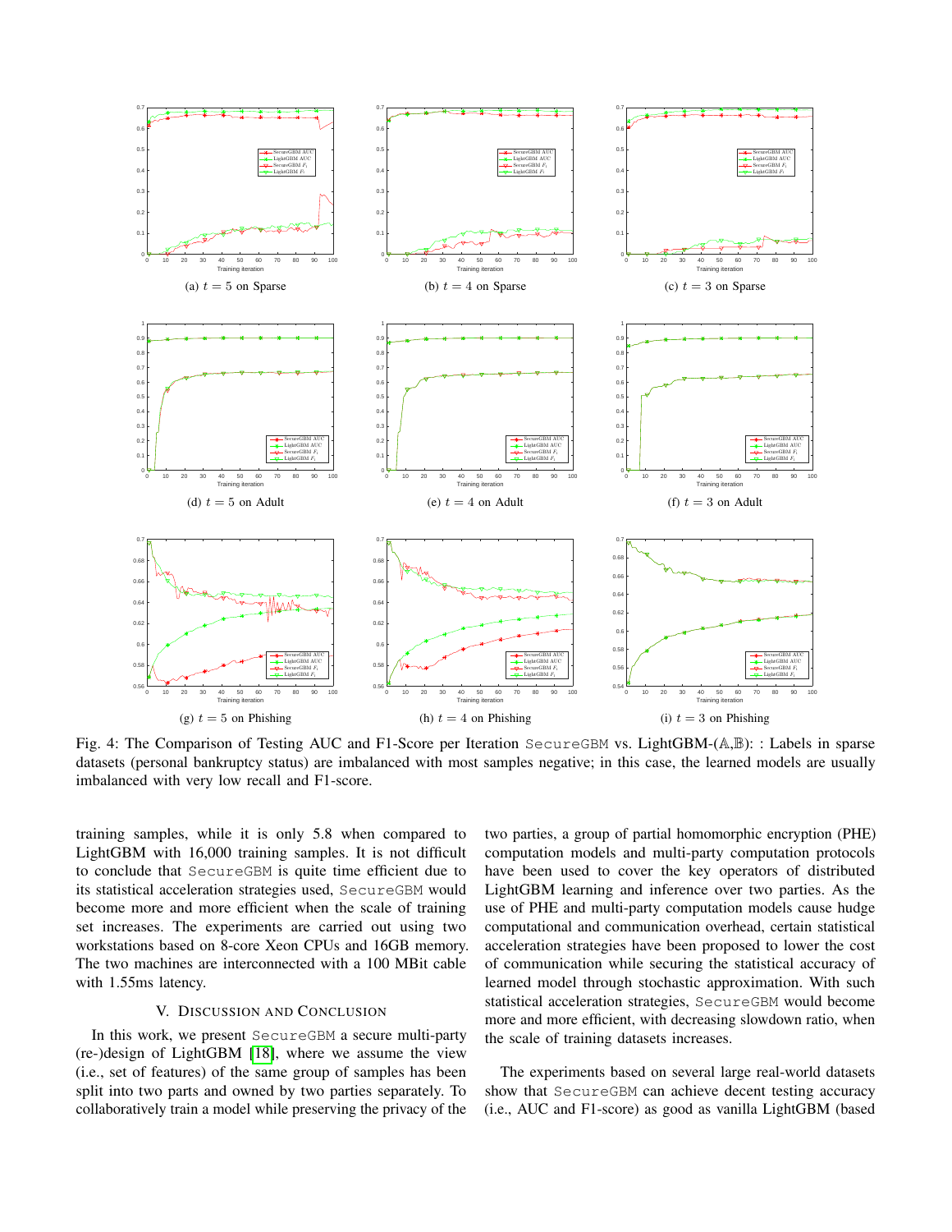(a) $t = 5$ on Sparse

(b) $t = 4$ on Sparse

(c) $t = 3$ on Sparse

(d) $t = 5$ on Adult

(e) $t = 4$ on Adult

(f) $t = 3$ on Adult

(g) $t = 5$ on Phishing

(h) $t = 4$ on Phishing

(i) $t = 3$ on Phishing

Fig. 4: The Comparison of Testing AUC and F1-Score per Iteration SecureGBM vs. LightGBM-($\mathbb{A}$,$\mathbb{B}$): : Labels in sparse datasets (personal bankruptcy status) are imbalanced with most samples negative; in this case, the learned models are usually imbalanced with very low recall and F1-score.

training samples, while it is only 5.8 when compared to LightGBM with 16,000 training samples. It is not difficult to conclude that SecureGBM is quite time efficient due to its statistical acceleration strategies used, SecureGBM would become more and more efficient when the scale of training set increases. The experiments are carried out using two workstations based on 8-core Xeon CPUs and 16GB memory. The two machines are interconnected with a 100 MBit cable with 1.55ms latency.

## V. Discussion and Conclusion

In this work, we present SecureGBM a secure multi-party (re-)design of LightGBM [18], where we assume the view (i.e., set of features) of the same group of samples has been split into two parts and owned by two parties separately. To collaboratively train a model while preserving the privacy of the two parties, a group of partial homomorphic encryption (PHE) computation models and multi-party computation protocols have been used to cover the key operators of distributed LightGBM learning and inference over two parties. As the use of PHE and multi-party computation models cause hudge computational and communication overhead, certain statistical acceleration strategies have been proposed to lower the cost of communication while securing the statistical accuracy of learned model through stochastic approximation. With such statistical acceleration strategies, SecureGBM would become more and more efficient, with decreasing slowdown ratio, when the scale of training datasets increases.

The experiments based on several large real-world datasets show that SecureGBM can achieve decent testing accuracy (i.e., AUC and F1-score) as good as vanilla LightGBM (based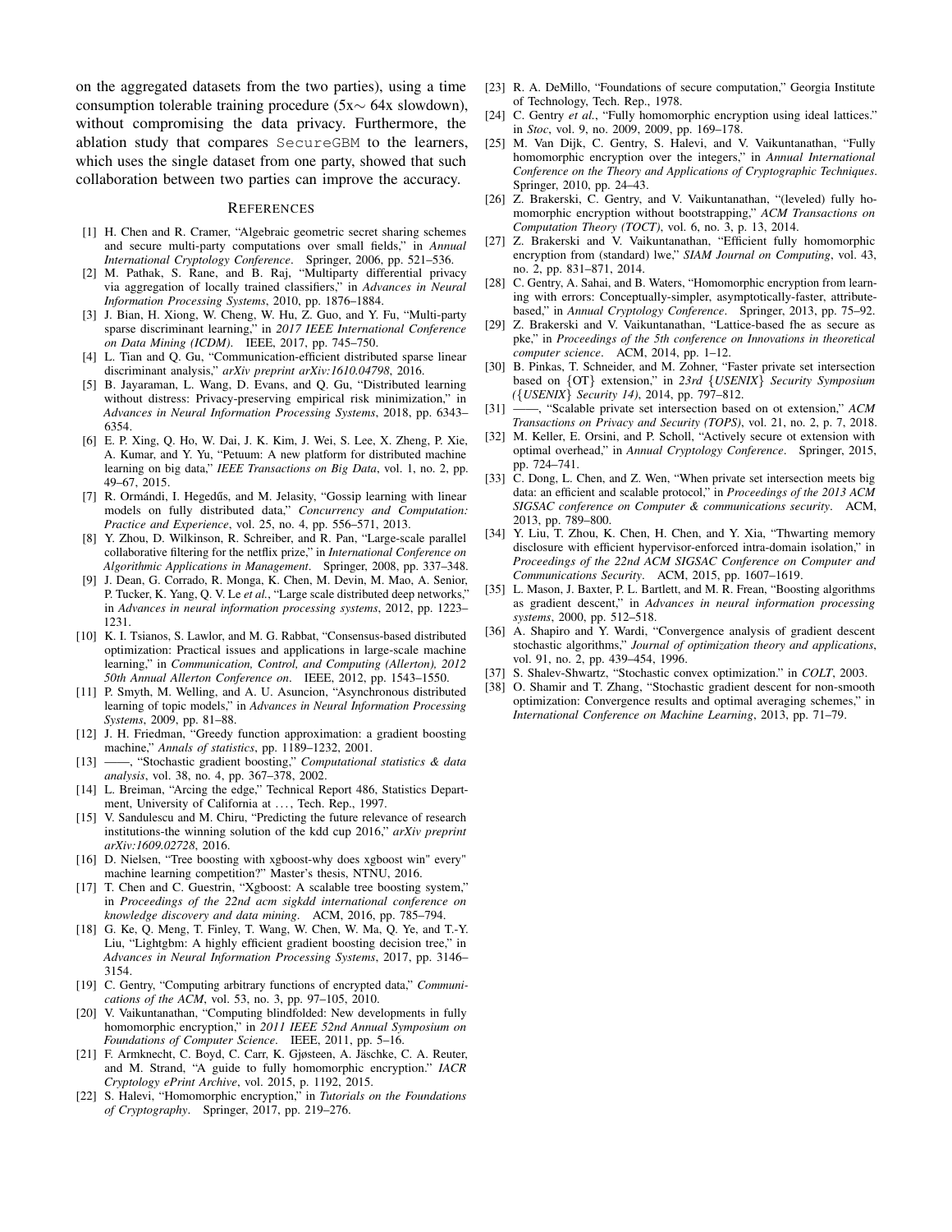on the aggregated datasets from the two parties), using a time consumption tolerable training procedure (5x∼ 64x slowdown), without compromising the data privacy. Furthermore, the ablation study that compares SecureGBM to the learners, which uses the single dataset from one party, showed that such collaboration between two parties can improve the accuracy.

# REFERENCES

[1] H. Chen and R. Cramer, "Algebraic geometric secret sharing schemes and secure multi-party computations over small fields," in *Annual International Cryptology Conference*. Springer, 2006, pp. 521–536.

[2] M. Pathak, S. Rane, and B. Raj, "Multiparty differential privacy via aggregation of locally trained classifiers," in *Advances in Neural Information Processing Systems*, 2010, pp. 1876–1884.

[3] J. Bian, H. Xiong, W. Cheng, W. Hu, Z. Guo, and Y. Fu, "Multi-party sparse discriminant learning," in *2017 IEEE International Conference on Data Mining (ICDM)*. IEEE, 2017, pp. 745–750.

[4] L. Tian and Q. Gu, "Communication-efficient distributed sparse linear discriminant analysis," *arXiv preprint arXiv:1610.04798*, 2016.

[5] B. Jayaraman, L. Wang, D. Evans, and Q. Gu, "Distributed learning without distress: Privacy-preserving empirical risk minimization," in *Advances in Neural Information Processing Systems*, 2018, pp. 6343–6354.

[6] E. P. Xing, Q. Ho, W. Dai, J. K. Kim, J. Wei, S. Lee, X. Zheng, P. Xie, A. Kumar, and Y. Yu, "Petuum: A new platform for distributed machine learning on big data," *IEEE Transactions on Big Data*, vol. 1, no. 2, pp. 49–67, 2015.

[7] R. Ormándi, I. Hegedűs, and M. Jelasity, "Gossip learning with linear models on fully distributed data," *Concurrency and Computation: Practice and Experience*, vol. 25, no. 4, pp. 556–571, 2013.

[8] Y. Zhou, D. Wilkinson, R. Schreiber, and R. Pan, "Large-scale parallel collaborative filtering for the netflix prize," in *International Conference on Algorithmic Applications in Management*. Springer, 2008, pp. 337–348.

[9] J. Dean, G. Corrado, R. Monga, K. Chen, M. Devin, M. Mao, A. Senior, P. Tucker, K. Yang, Q. V. Le *et al.*, "Large scale distributed deep networks," in *Advances in neural information processing systems*, 2012, pp. 1223–1231.

[10] K. I. Tsianos, S. Lawlor, and M. G. Rabbat, "Consensus-based distributed optimization: Practical issues and applications in large-scale machine learning," in *Communication, Control, and Computing (Allerton), 2012 50th Annual Allerton Conference on*. IEEE, 2012, pp. 1543–1550.

[11] P. Smyth, M. Welling, and A. U. Asuncion, "Asynchronous distributed learning of topic models," in *Advances in Neural Information Processing Systems*, 2009, pp. 81–88.

[12] J. H. Friedman, "Greedy function approximation: a gradient boosting machine," *Annals of statistics*, pp. 1189–1232, 2001.

[13] ——, "Stochastic gradient boosting," *Computational statistics & data analysis*, vol. 38, no. 4, pp. 367–378, 2002.

[14] L. Breiman, "Arcing the edge," Technical Report 486, Statistics Department, University of California at ..., Tech. Rep., 1997.

[15] V. Sandulescu and M. Chiru, "Predicting the future relevance of research institutions-the winning solution of the kdd cup 2016," *arXiv preprint arXiv:1609.02728*, 2016.

[16] D. Nielsen, "Tree boosting with xgboost-why does xgboost win" every" machine learning competition?" Master's thesis, NTNU, 2016.

[17] T. Chen and C. Guestrin, "Xgboost: A scalable tree boosting system," in *Proceedings of the 22nd acm sigkdd international conference on knowledge discovery and data mining*. ACM, 2016, pp. 785–794.

[18] G. Ke, Q. Meng, T. Finley, T. Wang, W. Chen, W. Ma, Q. Ye, and T.-Y. Liu, "Lightgbm: A highly efficient gradient boosting decision tree," in *Advances in Neural Information Processing Systems*, 2017, pp. 3146–3154.

[19] C. Gentry, "Computing arbitrary functions of encrypted data," *Communications of the ACM*, vol. 53, no. 3, pp. 97–105, 2010.

[20] V. Vaikuntanathan, "Computing blindfolded: New developments in fully homomorphic encryption," in *2011 IEEE 52nd Annual Symposium on Foundations of Computer Science*. IEEE, 2011, pp. 5–16.

[21] F. Armknecht, C. Boyd, C. Carr, K. Gjøsteen, A. Jäschke, C. A. Reuter, and M. Strand, "A guide to fully homomorphic encryption." *IACR Cryptology ePrint Archive*, vol. 2015, p. 1192, 2015.

[22] S. Halevi, "Homomorphic encryption," in *Tutorials on the Foundations of Cryptography*. Springer, 2017, pp. 219–276.

[23] R. A. DeMillo, "Foundations of secure computation," Georgia Institute of Technology, Tech. Rep., 1978.

[24] C. Gentry *et al.*, "Fully homomorphic encryption using ideal lattices." in *Stoc*, vol. 9, no. 2009, 2009, pp. 169–178.

[25] M. Van Dijk, C. Gentry, S. Halevi, and V. Vaikuntanathan, "Fully homomorphic encryption over the integers," in *Annual International Conference on the Theory and Applications of Cryptographic Techniques*. Springer, 2010, pp. 24–43.

[26] Z. Brakerski, C. Gentry, and V. Vaikuntanathan, "(leveled) fully homomorphic encryption without bootstrapping," *ACM Transactions on Computation Theory (TOCT)*, vol. 6, no. 3, p. 13, 2014.

[27] Z. Brakerski and V. Vaikuntanathan, "Efficient fully homomorphic encryption from (standard) lwe," *SIAM Journal on Computing*, vol. 43, no. 2, pp. 831–871, 2014.

[28] C. Gentry, A. Sahai, and B. Waters, "Homomorphic encryption from learning with errors: Conceptually-simpler, asymptotically-faster, attribute-based," in *Annual Cryptology Conference*. Springer, 2013, pp. 75–92.

[29] Z. Brakerski and V. Vaikuntanathan, "Lattice-based fhe as secure as pke," in *Proceedings of the 5th conference on Innovations in theoretical computer science*. ACM, 2014, pp. 1–12.

[30] B. Pinkas, T. Schneider, and M. Zohner, "Faster private set intersection based on {OT} extension," in *23rd {USENIX} Security Symposium ({USENIX} Security 14)*, 2014, pp. 797–812.

[31] ——, "Scalable private set intersection based on ot extension," *ACM Transactions on Privacy and Security (TOPS)*, vol. 21, no. 2, p. 7, 2018.

[32] M. Keller, E. Orsini, and P. Scholl, "Actively secure ot extension with optimal overhead," in *Annual Cryptology Conference*. Springer, 2015, pp. 724–741.

[33] C. Dong, L. Chen, and Z. Wen, "When private set intersection meets big data: an efficient and scalable protocol," in *Proceedings of the 2013 ACM SIGSAC conference on Computer & communications security*. ACM, 2013, pp. 789–800.

[34] Y. Liu, T. Zhou, K. Chen, H. Chen, and Y. Xia, "Thwarting memory disclosure with efficient hypervisor-enforced intra-domain isolation," in *Proceedings of the 22nd ACM SIGSAC Conference on Computer and Communications Security*. ACM, 2015, pp. 1607–1619.

[35] L. Mason, J. Baxter, P. L. Bartlett, and M. R. Frean, "Boosting algorithms as gradient descent," in *Advances in neural information processing systems*, 2000, pp. 512–518.

[36] A. Shapiro and Y. Wardi, "Convergence analysis of gradient descent stochastic algorithms," *Journal of optimization theory and applications*, vol. 91, no. 2, pp. 439–454, 1996.

[37] S. Shalev-Shwartz, "Stochastic convex optimization." in *COLT*, 2003.

[38] O. Shamir and T. Zhang, "Stochastic gradient descent for non-smooth optimization: Convergence results and optimal averaging schemes," in *International Conference on Machine Learning*, 2013, pp. 71–79.